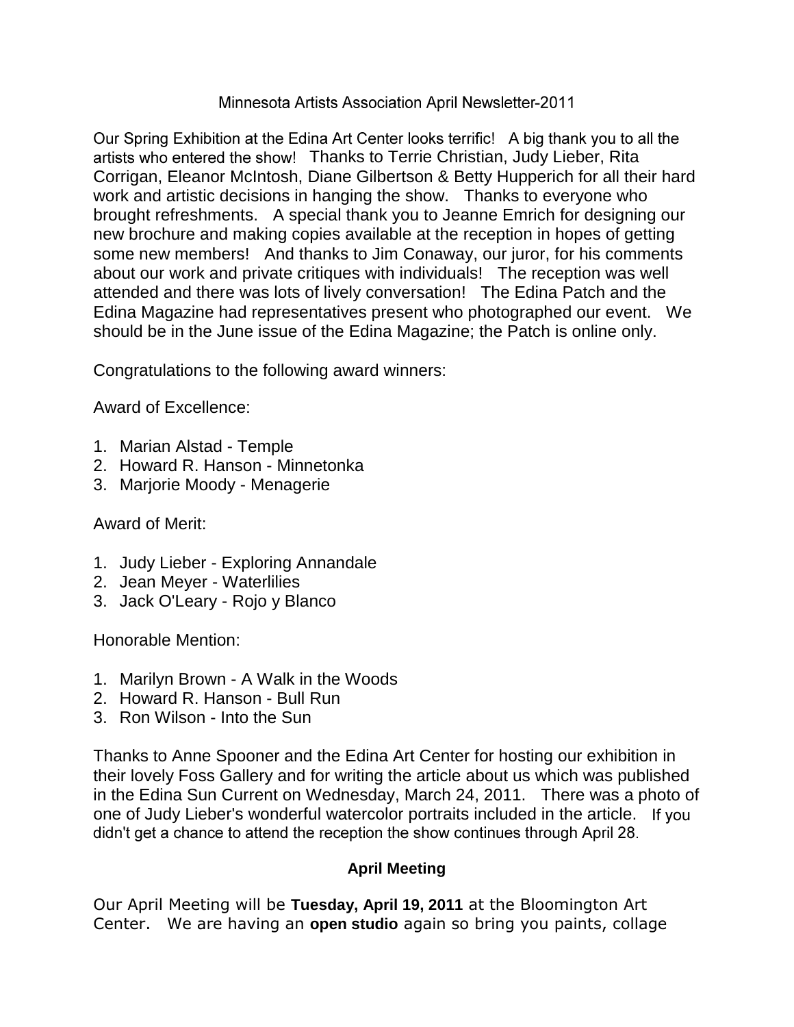# Minnesota Artists Association April Newsletter-2011

Our Spring Exhibition at the Edina Art Center looks terrific! A big thank you to all the artists who entered the show! Thanks to Terrie Christian, Judy Lieber, Rita Corrigan, Eleanor McIntosh, Diane Gilbertson & Betty Hupperich for all their hard work and artistic decisions in hanging the show. Thanks to everyone who brought refreshments. A special thank you to Jeanne Emrich for designing our new brochure and making copies available at the reception in hopes of getting some new members! And thanks to Jim Conaway, our juror, for his comments about our work and private critiques with individuals! The reception was well attended and there was lots of lively conversation! The Edina Patch and the Edina Magazine had representatives present who photographed our event. We should be in the June issue of the Edina Magazine; the Patch is online only.

Congratulations to the following award winners:

Award of Excellence:

1. Marian Alstad - Temple
2. Howard R. Hanson - Minnetonka
3. Marjorie Moody - Menagerie

Award of Merit:

1. Judy Lieber - Exploring Annandale
2. Jean Meyer - Waterlilies
3. Jack O'Leary - Rojo y Blanco

Honorable Mention:

1. Marilyn Brown - A Walk in the Woods
2. Howard R. Hanson - Bull Run
3. Ron Wilson - Into the Sun

Thanks to Anne Spooner and the Edina Art Center for hosting our exhibition in their lovely Foss Gallery and for writing the article about us which was published in the Edina Sun Current on Wednesday, March 24, 2011. There was a photo of one of Judy Lieber's wonderful watercolor portraits included in the article. If you didn't get a chance to attend the reception the show continues through April 28.

**April Meeting**

Our April Meeting will be **Tuesday, April 19, 2011** at the Bloomington Art Center. We are having an **open studio** again so bring you paints, collage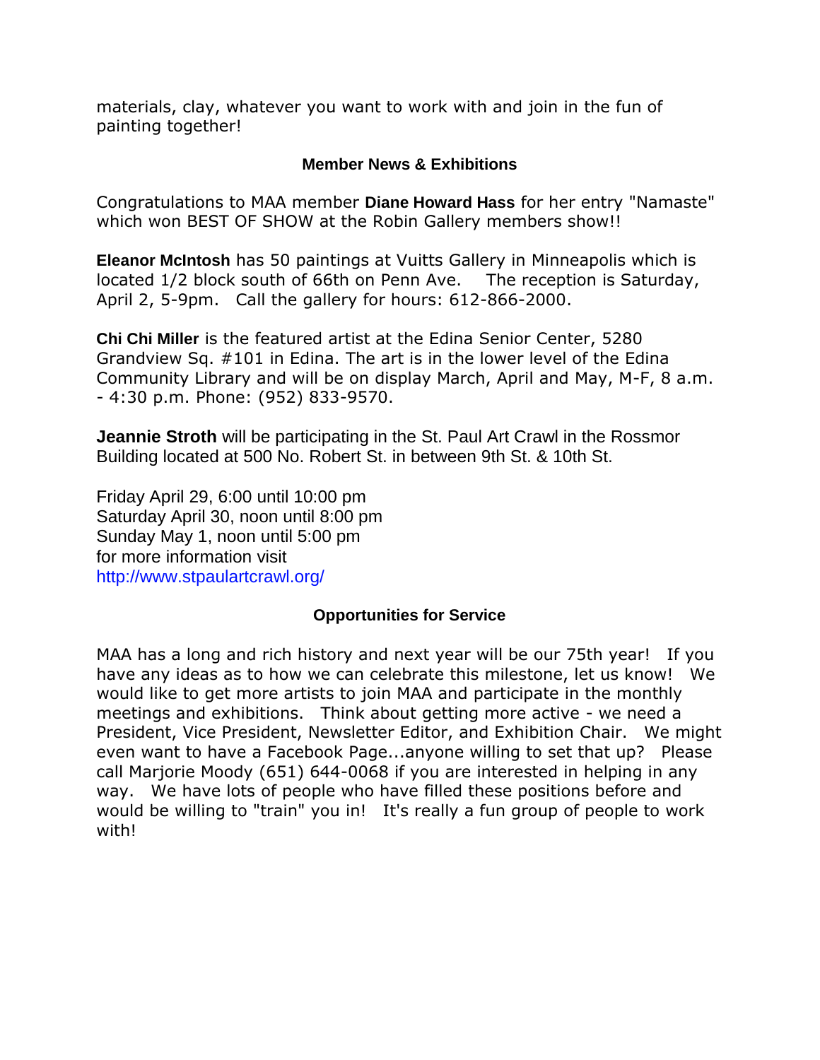materials, clay, whatever you want to work with and join in the fun of painting together!

## Member News & Exhibitions

Congratulations to MAA member **Diane Howard Hass** for her entry "Namaste" which won BEST OF SHOW at the Robin Gallery members show!!

**Eleanor McIntosh** has 50 paintings at Vuitts Gallery in Minneapolis which is located 1/2 block south of 66th on Penn Ave. The reception is Saturday, April 2, 5-9pm. Call the gallery for hours: 612-866-2000.

**Chi Chi Miller** is the featured artist at the Edina Senior Center, 5280 Grandview Sq. #101 in Edina. The art is in the lower level of the Edina Community Library and will be on display March, April and May, M-F, 8 a.m. - 4:30 p.m. Phone: (952) 833-9570.

**Jeannie Stroth** will be participating in the St. Paul Art Crawl in the Rossmor Building located at 500 No. Robert St. in between 9th St. & 10th St.

Friday April 29, 6:00 until 10:00 pm
Saturday April 30, noon until 8:00 pm
Sunday May 1, noon until 5:00 pm
for more information visit
http://www.stpaulartcrawl.org/

## Opportunities for Service

MAA has a long and rich history and next year will be our 75th year! If you have any ideas as to how we can celebrate this milestone, let us know! We would like to get more artists to join MAA and participate in the monthly meetings and exhibitions. Think about getting more active - we need a President, Vice President, Newsletter Editor, and Exhibition Chair. We might even want to have a Facebook Page...anyone willing to set that up? Please call Marjorie Moody (651) 644-0068 if you are interested in helping in any way. We have lots of people who have filled these positions before and would be willing to "train" you in! It's really a fun group of people to work with!